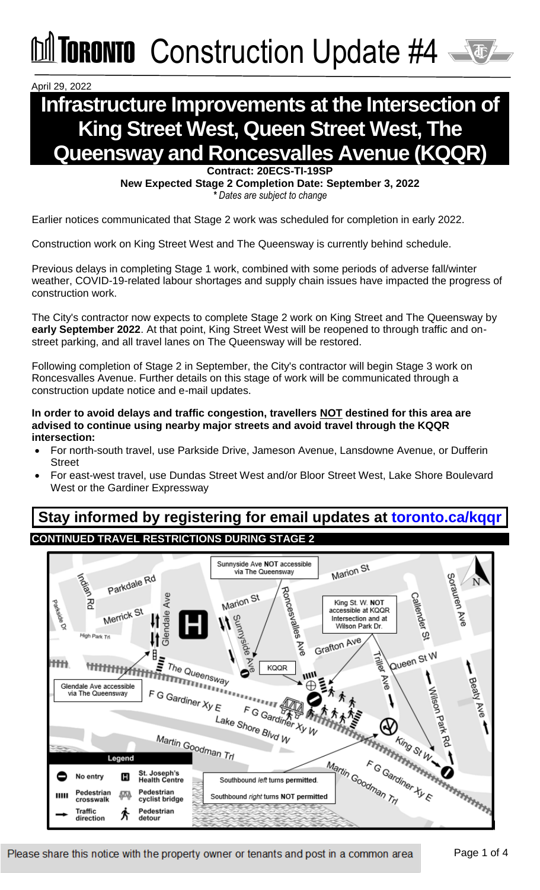# Toronto Construction Update #4

April 29, 2022

# Infrastructure Improvements at the Intersection of King Street West, Queen Street West, The Queensway and Roncesvalles Avenue (KQQR)

**Contract: 20ECS-TI-19SP**

**New Expected Stage 2 Completion Date: September 3, 2022**

*\* Dates are subject to change*

Earlier notices communicated that Stage 2 work was scheduled for completion in early 2022.

Construction work on King Street West and The Queensway is currently behind schedule.

Previous delays in completing Stage 1 work, combined with some periods of adverse fall/winter weather, COVID-19-related labour shortages and supply chain issues have impacted the progress of construction work.

The City's contractor now expects to complete Stage 2 work on King Street and The Queensway by **early September 2022**. At that point, King Street West will be reopened to through traffic and on-street parking, and all travel lanes on The Queensway will be restored.

Following completion of Stage 2 in September, the City's contractor will begin Stage 3 work on Roncesvalles Avenue. Further details on this stage of work will be communicated through a construction update notice and e-mail updates.

**In order to avoid delays and traffic congestion, travellers NOT destined for this area are advised to continue using nearby major streets and avoid travel through the KQQR intersection:**

- For north-south travel, use Parkside Drive, Jameson Avenue, Lansdowne Avenue, or Dufferin Street
- For east-west travel, use Dundas Street West and/or Bloor Street West, Lake Shore Boulevard West or the Gardiner Expressway

## Stay informed by registering for email updates at toronto.ca/kqqr

### CONTINUED TRAVEL RESTRICTIONS DURING STAGE 2

Map labels:

- Sunnyside Ave **NOT** accessible via The Queensway
- King St. W. **NOT** accessible at KQQR Intersection and at Wilson Park Dr.
- Glendale Ave accessible via The Queensway
- Southbound *left* turns **permitted**.
- Southbound *right* turns **NOT permitted**

Legend: No entry; St. Joseph's Health Centre; Pedestrian crosswalk; Pedestrian cyclist bridge; Traffic direction; Pedestrian detour

Please share this notice with the property owner or tenants and post in a common area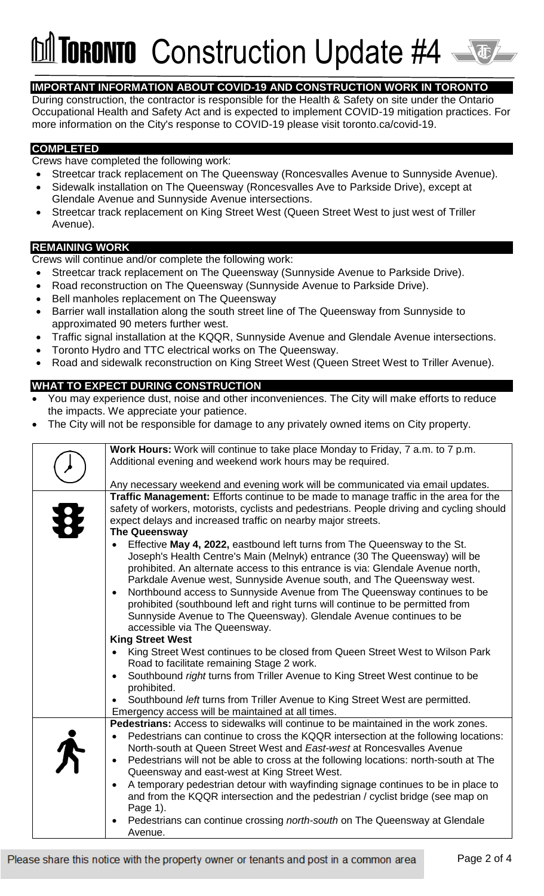# Construction Update #4

## IMPORTANT INFORMATION ABOUT COVID-19 AND CONSTRUCTION WORK IN TORONTO

During construction, the contractor is responsible for the Health & Safety on site under the Ontario Occupational Health and Safety Act and is expected to implement COVID-19 mitigation practices. For more information on the City's response to COVID-19 please visit toronto.ca/covid-19.

## COMPLETED

Crews have completed the following work:

- Streetcar track replacement on The Queensway (Roncesvalles Avenue to Sunnyside Avenue).
- Sidewalk installation on The Queensway (Roncesvalles Ave to Parkside Drive), except at Glendale Avenue and Sunnyside Avenue intersections.
- Streetcar track replacement on King Street West (Queen Street West to just west of Triller Avenue).

## REMAINING WORK

Crews will continue and/or complete the following work:

- Streetcar track replacement on The Queensway (Sunnyside Avenue to Parkside Drive).
- Road reconstruction on The Queensway (Sunnyside Avenue to Parkside Drive).
- Bell manholes replacement on The Queensway
- Barrier wall installation along the south street line of The Queensway from Sunnyside to approximated 90 meters further west.
- Traffic signal installation at the KQQR, Sunnyside Avenue and Glendale Avenue intersections.
- Toronto Hydro and TTC electrical works on The Queensway.
- Road and sidewalk reconstruction on King Street West (Queen Street West to Triller Avenue).

## WHAT TO EXPECT DURING CONSTRUCTION

- You may experience dust, noise and other inconveniences. The City will make efforts to reduce the impacts. We appreciate your patience.
- The City will not be responsible for damage to any privately owned items on City property.

**Work Hours:** Work will continue to take place Monday to Friday, 7 a.m. to 7 p.m. Additional evening and weekend work hours may be required.

Any necessary weekend and evening work will be communicated via email updates.

**Traffic Management:** Efforts continue to be made to manage traffic in the area for the safety of workers, motorists, cyclists and pedestrians. People driving and cycling should expect delays and increased traffic on nearby major streets.

**The Queensway**

- Effective **May 4, 2022,** eastbound left turns from The Queensway to the St. Joseph's Health Centre's Main (Melnyk) entrance (30 The Queensway) will be prohibited. An alternate access to this entrance is via: Glendale Avenue north, Parkdale Avenue west, Sunnyside Avenue south, and The Queensway west.
- Northbound access to Sunnyside Avenue from The Queensway continues to be prohibited (southbound left and right turns will continue to be permitted from Sunnyside Avenue to The Queensway). Glendale Avenue continues to be accessible via The Queensway.

**King Street West**

- King Street West continues to be closed from Queen Street West to Wilson Park Road to facilitate remaining Stage 2 work.
- Southbound *right* turns from Triller Avenue to King Street West continue to be prohibited.
- Southbound *left* turns from Triller Avenue to King Street West are permitted.

Emergency access will be maintained at all times.

**Pedestrians:** Access to sidewalks will continue to be maintained in the work zones.

- Pedestrians can continue to cross the KQQR intersection at the following locations: North-south at Queen Street West and *East-west* at Roncesvalles Avenue
- Pedestrians will not be able to cross at the following locations: north-south at The Queensway and east-west at King Street West.
- A temporary pedestrian detour with wayfinding signage continues to be in place to and from the KQQR intersection and the pedestrian / cyclist bridge (see map on Page 1).
- Pedestrians can continue crossing *north-south* on The Queensway at Glendale Avenue.

Please share this notice with the property owner or tenants and post in a common area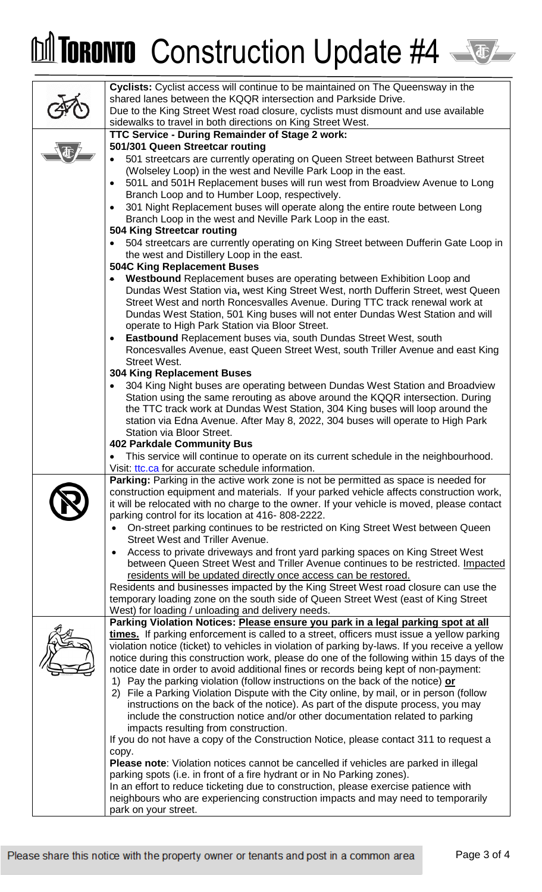# Toronto Construction Update #4

**Cyclists:** Cyclist access will continue to be maintained on The Queensway in the shared lanes between the KQQR intersection and Parkside Drive.
Due to the King Street West road closure, cyclists must dismount and use available sidewalks to travel in both directions on King Street West.

**TTC Service - During Remainder of Stage 2 work:**

**501/301 Queen Streetcar routing**

- 501 streetcars are currently operating on Queen Street between Bathurst Street (Wolseley Loop) in the west and Neville Park Loop in the east.
- 501L and 501H Replacement buses will run west from Broadview Avenue to Long Branch Loop and to Humber Loop, respectively.
- 301 Night Replacement buses will operate along the entire route between Long Branch Loop in the west and Neville Park Loop in the east.

**504 King Streetcar routing**

- 504 streetcars are currently operating on King Street between Dufferin Gate Loop in the west and Distillery Loop in the east.

**504C King Replacement Buses**

- **Westbound** Replacement buses are operating between Exhibition Loop and Dundas West Station via**,** west King Street West, north Dufferin Street, west Queen Street West and north Roncesvalles Avenue. During TTC track renewal work at Dundas West Station, 501 King buses will not enter Dundas West Station and will operate to High Park Station via Bloor Street.
- **Eastbound** Replacement buses via, south Dundas Street West, south Roncesvalles Avenue, east Queen Street West, south Triller Avenue and east King Street West.

**304 King Replacement Buses**

- 304 King Night buses are operating between Dundas West Station and Broadview Station using the same rerouting as above around the KQQR intersection. During the TTC track work at Dundas West Station, 304 King buses will loop around the station via Edna Avenue. After May 8, 2022, 304 buses will operate to High Park Station via Bloor Street.

**402 Parkdale Community Bus**

- This service will continue to operate on its current schedule in the neighbourhood.

Visit: ttc.ca for accurate schedule information.

**Parking:** Parking in the active work zone is not be permitted as space is needed for construction equipment and materials. If your parked vehicle affects construction work, it will be relocated with no charge to the owner. If your vehicle is moved, please contact parking control for its location at 416- 808-2222.

- On-street parking continues to be restricted on King Street West between Queen Street West and Triller Avenue.
- Access to private driveways and front yard parking spaces on King Street West between Queen Street West and Triller Avenue continues to be restricted. Impacted residents will be updated directly once access can be restored.

Residents and businesses impacted by the King Street West road closure can use the temporary loading zone on the south side of Queen Street West (east of King Street West) for loading / unloading and delivery needs.

**Parking Violation Notices: Please ensure you park in a legal parking spot at all times.** If parking enforcement is called to a street, officers must issue a yellow parking violation notice (ticket) to vehicles in violation of parking by-laws. If you receive a yellow notice during this construction work, please do one of the following within 15 days of the notice date in order to avoid additional fines or records being kept of non-payment:

1) Pay the parking violation (follow instructions on the back of the notice) **or**
2) File a Parking Violation Dispute with the City online, by mail, or in person (follow instructions on the back of the notice). As part of the dispute process, you may include the construction notice and/or other documentation related to parking impacts resulting from construction.

If you do not have a copy of the Construction Notice, please contact 311 to request a copy.

**Please note**: Violation notices cannot be cancelled if vehicles are parked in illegal parking spots (i.e. in front of a fire hydrant or in No Parking zones).
In an effort to reduce ticketing due to construction, please exercise patience with neighbours who are experiencing construction impacts and may need to temporarily park on your street.

Please share this notice with the property owner or tenants and post in a common area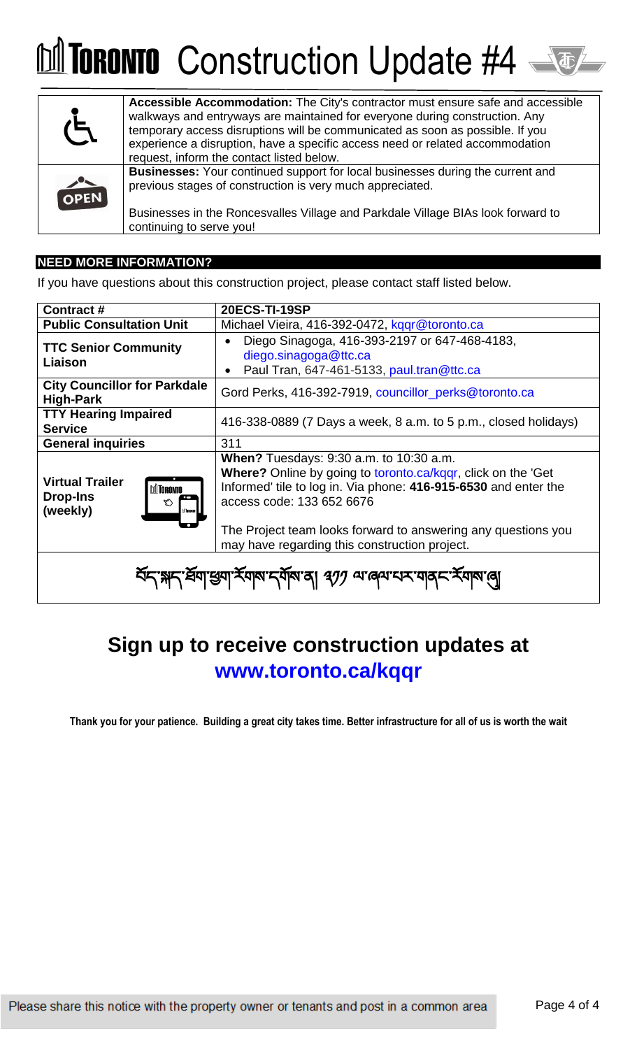# Construction Update #4

| | |
|---|---|
| | **Accessible Accommodation:** The City's contractor must ensure safe and accessible walkways and entryways are maintained for everyone during construction. Any temporary access disruptions will be communicated as soon as possible. If you experience a disruption, have a specific access need or related accommodation request, inform the contact listed below. |
| | **Businesses:** Your continued support for local businesses during the current and previous stages of construction is very much appreciated.<br><br>Businesses in the Roncesvalles Village and Parkdale Village BIAs look forward to continuing to serve you! |

**NEED MORE INFORMATION?**

If you have questions about this construction project, please contact staff listed below.

| | |
|---|---|
| **Contract #** | **20ECS-TI-19SP** |
| **Public Consultation Unit** | Michael Vieira, 416-392-0472, kqqr@toronto.ca |
| **TTC Senior Community Liaison** | • Diego Sinagoga, 416-393-2197 or 647-468-4183, diego.sinagoga@ttc.ca<br>• Paul Tran, 647-461-5133, paul.tran@ttc.ca |
| **City Councillor for Parkdale High-Park** | Gord Perks, 416-392-7919, councillor_perks@toronto.ca |
| **TTY Hearing Impaired Service** | 416-338-0889 (7 Days a week, 8 a.m. to 5 p.m., closed holidays) |
| **General inquiries** | 311 |
| **Virtual Trailer Drop-Ins (weekly)** | **When?** Tuesdays: 9:30 a.m. to 10:30 a.m.<br>**Where?** Online by going to toronto.ca/kqqr, click on the 'Get Informed' tile to log in. Via phone: **416-915-6530** and enter the access code: 133 652 6676<br><br>The Project team looks forward to answering any questions you may have regarding this construction project. |

བོད་སྐད་ཐོག་ཕྱག་རོགས་དགོས་ན། ༣༡༡ ལ་ཞལ་པར་གནང་རོགས་ཞུ།

## Sign up to receive construction updates at www.toronto.ca/kqqr

**Thank you for your patience. Building a great city takes time. Better infrastructure for all of us is worth the wait**

Please share this notice with the property owner or tenants and post in a common area